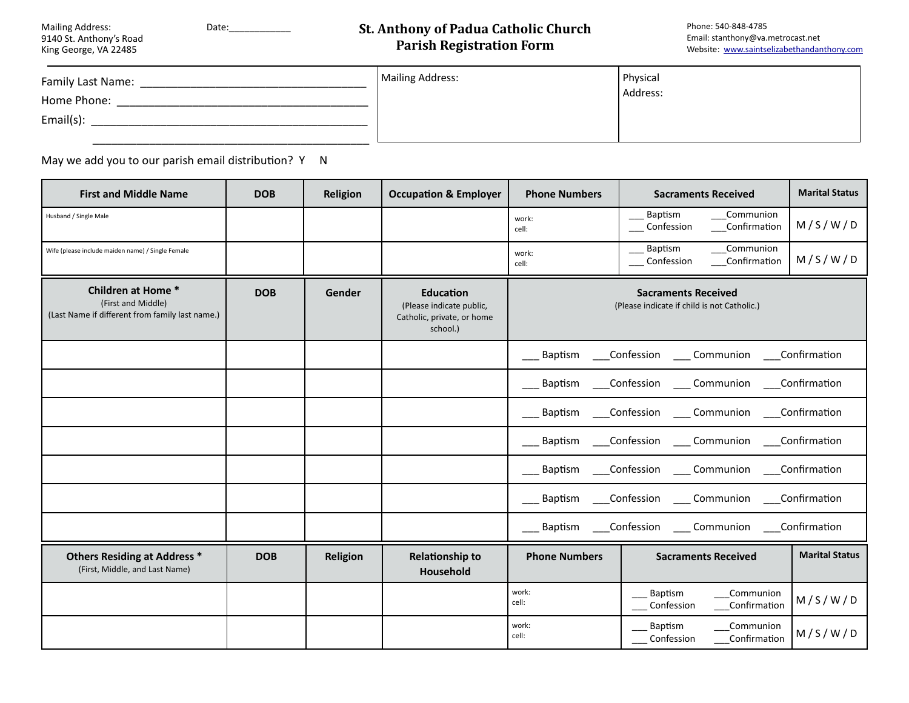Mailing Address:
9140 St. Anthony's Road
King George, VA 22485

Date:____________

# St. Anthony of Padua Catholic Church
## Parish Registration Form

Phone: 540-848-4785
Email: stanthony@va.metrocast.net
Website: www.saintselizabethandanthony.com

Family Last Name: ______________________________________
Home Phone: ___________________________________________
Email(s): ______________________________________________
______________________________________________

| Mailing Address: | Physical Address: |
| --- | --- |
| | |

May we add you to our parish email distribution? Y N

| First and Middle Name | DOB | Religion | Occupation & Employer | Phone Numbers | Sacraments Received | Marital Status |
| --- | --- | --- | --- | --- | --- | --- |
| Husband / Single Male | | | | work:<br>cell: | ___ Baptism ___Communion<br>___ Confession ___Confirmation | M / S / W / D |
| Wife (please include maiden name) / Single Female | | | | work:<br>cell: | ___ Baptism ___Communion<br>___ Confession ___Confirmation | M / S / W / D |

| Children at Home * (First and Middle) (Last Name if different from family last name.) | DOB | Gender | Education (Please indicate public, Catholic, private, or home school.) | Sacraments Received (Please indicate if child is not Catholic.) |
| --- | --- | --- | --- | --- |
| | | | | ___ Baptism ___Confession ___ Communion ___Confirmation |
| | | | | ___ Baptism ___Confession ___ Communion ___Confirmation |
| | | | | ___ Baptism ___Confession ___ Communion ___Confirmation |
| | | | | ___ Baptism ___Confession ___ Communion ___Confirmation |
| | | | | ___ Baptism ___Confession ___ Communion ___Confirmation |
| | | | | ___ Baptism ___Confession ___ Communion ___Confirmation |
| | | | | ___ Baptism ___Confession ___ Communion ___Confirmation |

| Others Residing at Address * (First, Middle, and Last Name) | DOB | Religion | Relationship to Household | Phone Numbers | Sacraments Received | Marital Status |
| --- | --- | --- | --- | --- | --- | --- |
| | | | | work:<br>cell: | ___ Baptism ___Communion<br>___ Confession ___Confirmation | M / S / W / D |
| | | | | work:<br>cell: | ___ Baptism ___Communion<br>___ Confession ___Confirmation | M / S / W / D |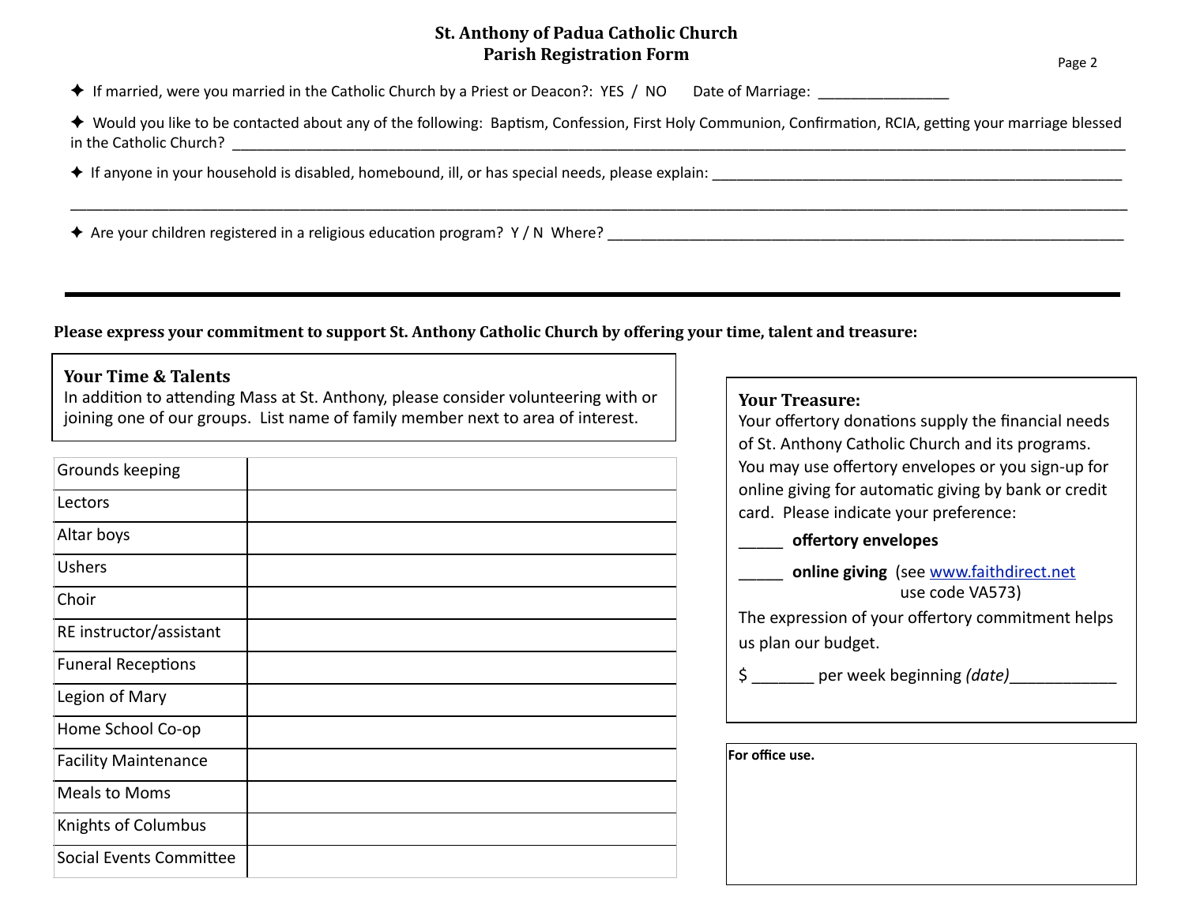# St. Anthony of Padua Catholic Church
## Parish Registration Form

✦ If married, were you married in the Catholic Church by a Priest or Deacon?: YES / NO Date of Marriage: ________________

✦ Would you like to be contacted about any of the following: Baptism, Confession, First Holy Communion, Confirmation, RCIA, getting your marriage blessed in the Catholic Church? ______________________________________________________________________________________________

✦ If anyone in your household is disabled, homebound, ill, or has special needs, please explain: ____________________________________________________

________________________________________________________________________________________________________________________

✦ Are your children registered in a religious education program? Y / N Where? ___________________________________________________________________

---

**Please express your commitment to support St. Anthony Catholic Church by offering your time, talent and treasure:**

### Your Time & Talents

In addition to attending Mass at St. Anthony, please consider volunteering with or joining one of our groups. List name of family member next to area of interest.

| | |
|---|---|
| Grounds keeping | |
| Lectors | |
| Altar boys | |
| Ushers | |
| Choir | |
| RE instructor/assistant | |
| Funeral Receptions | |
| Legion of Mary | |
| Home School Co-op | |
| Facility Maintenance | |
| Meals to Moms | |
| Knights of Columbus | |
| Social Events Committee | |

### Your Treasure:

Your offertory donations supply the financial needs of St. Anthony Catholic Church and its programs. You may use offertory envelopes or you sign-up for online giving for automatic giving by bank or credit card. Please indicate your preference:

_____ **offertory envelopes**

_____ **online giving** (see www.faithdirect.net use code VA573)

The expression of your offertory commitment helps us plan our budget.

$ _______ per week beginning *(date)*____________

**For office use.**